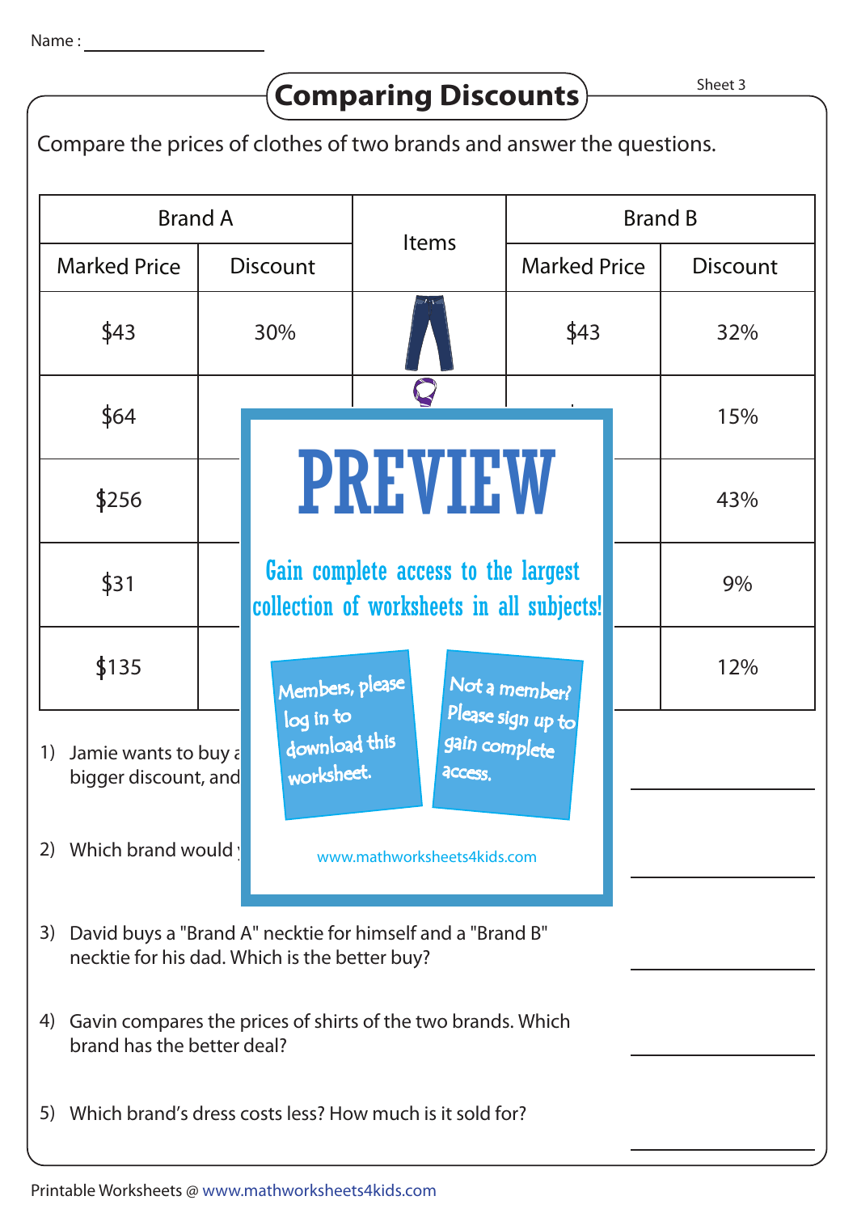Name : ____________

# Comparing Discounts

Sheet 3

Compare the prices of clothes of two brands and answer the questions.

| Brand A | | Items | Brand B | |
|---|---|---|---|---|
| Marked Price | Discount | | Marked Price | Discount |
| $43 | 30% | | $43 | 32% |
| $64 | | | | 15% |
| $256 | | | | 43% |
| $31 | | | | 9% |
| $135 | | | | 12% |

PREVIEW

Gain complete access to the largest collection of worksheets in all subjects!

Members, please log in to download this worksheet.

Not a member? Please sign up to gain complete access.

www.mathworksheets4kids.com

1) Jamie wants to buy a ... bigger discount, and ... ____________

2) Which brand would ... ____________

3) David buys a "Brand A" necktie for himself and a "Brand B" necktie for his dad. Which is the better buy? ____________

4) Gavin compares the prices of shirts of the two brands. Which brand has the better deal? ____________

5) Which brand's dress costs less? How much is it sold for? ____________

Printable Worksheets @ www.mathworksheets4kids.com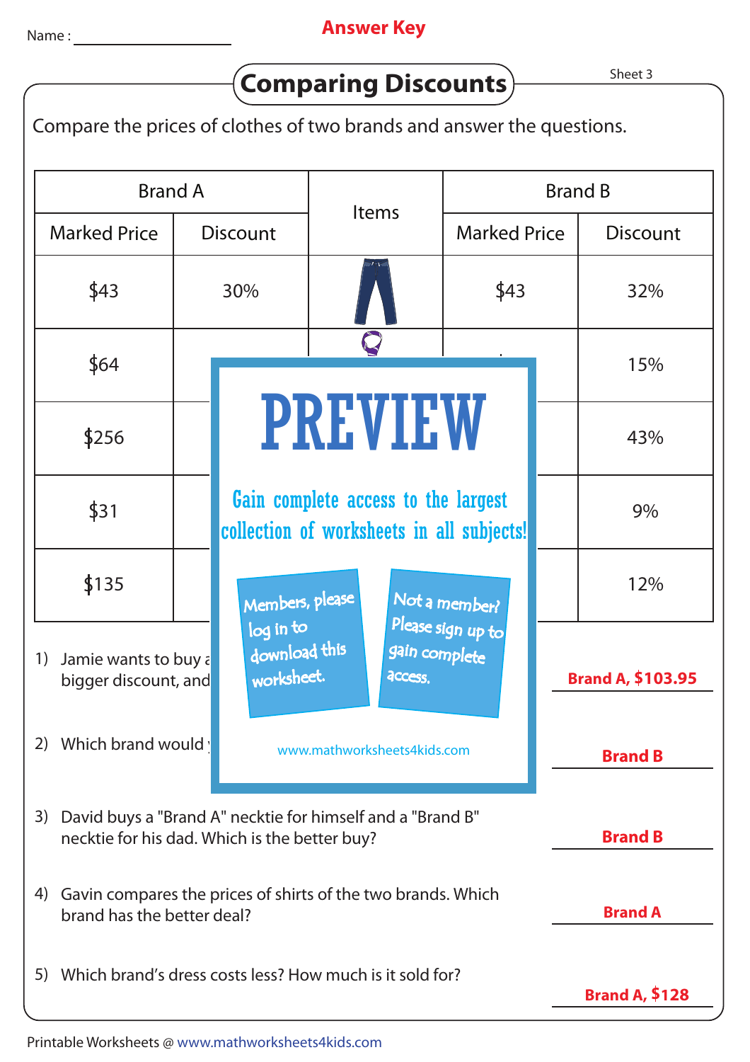Name : ______________

**Answer Key**

# Comparing Discounts

Sheet 3

Compare the prices of clothes of two brands and answer the questions.

| Brand A | | Items | Brand B | |
|---|---|---|---|---|
| Marked Price | Discount | | Marked Price | Discount |
| $43 | 30% | | $43 | 32% |
| $64 | | | | 15% |
| $256 | | | | 43% |
| $31 | | | | 9% |
| $135 | | | | 12% |

**PREVIEW**

Gain complete access to the largest collection of worksheets in all subjects!

Members, please log in to download this worksheet.

Not a member? Please sign up to gain complete access.

www.mathworksheets4kids.com

1) Jamie wants to buy a ... bigger discount, and ... **Brand A, $103.95**

2) Which brand would ... **Brand B**

3) David buys a "Brand A" necktie for himself and a "Brand B" necktie for his dad. Which is the better buy? **Brand B**

4) Gavin compares the prices of shirts of the two brands. Which brand has the better deal? **Brand A**

5) Which brand's dress costs less? How much is it sold for? **Brand A, $128**

Printable Worksheets @ www.mathworksheets4kids.com